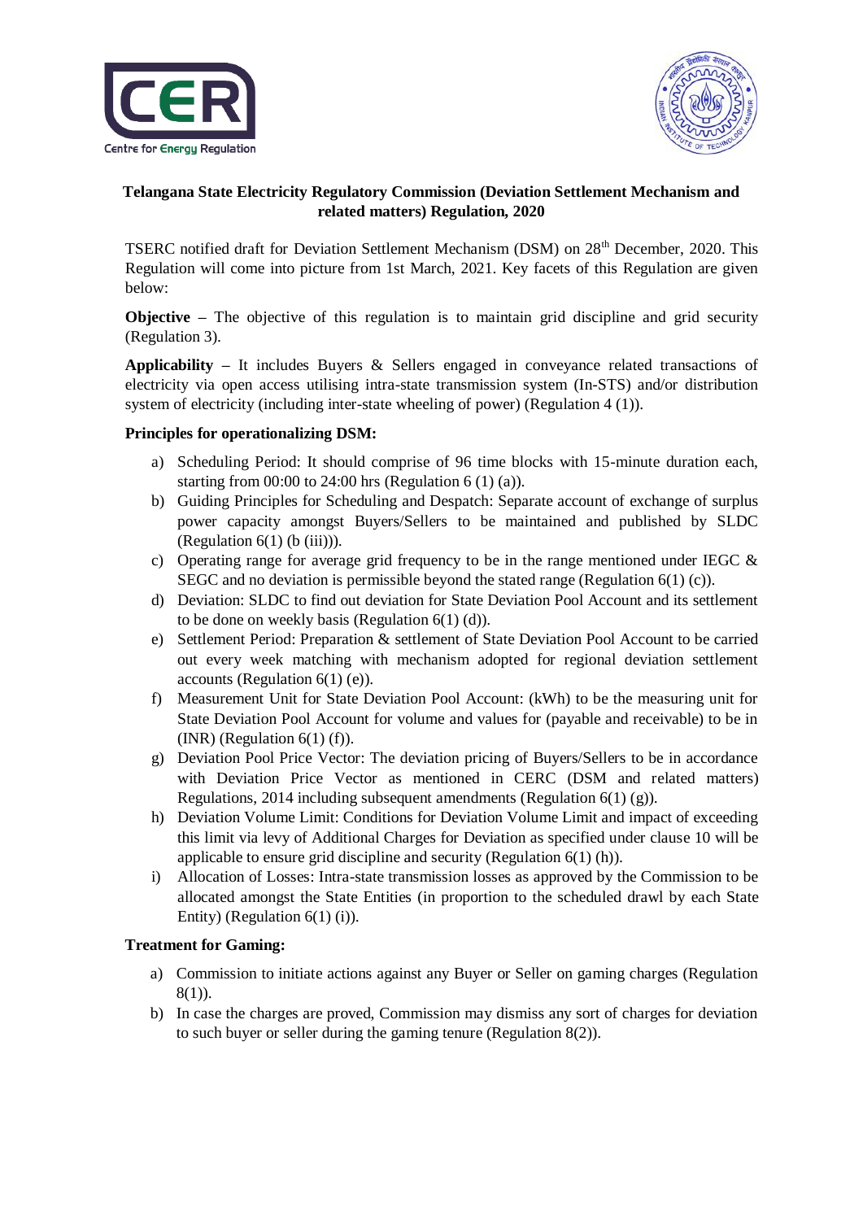**Telangana State Electricity Regulatory Commission (Deviation Settlement Mechanism and related matters) Regulation, 2020**

TSERC notified draft for Deviation Settlement Mechanism (DSM) on 28th December, 2020. This Regulation will come into picture from 1st March, 2021. Key facets of this Regulation are given below:

**Objective** – The objective of this regulation is to maintain grid discipline and grid security (Regulation 3).

**Applicability** – It includes Buyers & Sellers engaged in conveyance related transactions of electricity via open access utilising intra-state transmission system (In-STS) and/or distribution system of electricity (including inter-state wheeling of power) (Regulation 4 (1)).

**Principles for operationalizing DSM:**

a) Scheduling Period: It should comprise of 96 time blocks with 15-minute duration each, starting from 00:00 to 24:00 hrs (Regulation 6 (1) (a)).
b) Guiding Principles for Scheduling and Despatch: Separate account of exchange of surplus power capacity amongst Buyers/Sellers to be maintained and published by SLDC (Regulation 6(1) (b (iii))).
c) Operating range for average grid frequency to be in the range mentioned under IEGC & SEGC and no deviation is permissible beyond the stated range (Regulation 6(1) (c)).
d) Deviation: SLDC to find out deviation for State Deviation Pool Account and its settlement to be done on weekly basis (Regulation 6(1) (d)).
e) Settlement Period: Preparation & settlement of State Deviation Pool Account to be carried out every week matching with mechanism adopted for regional deviation settlement accounts (Regulation 6(1) (e)).
f) Measurement Unit for State Deviation Pool Account: (kWh) to be the measuring unit for State Deviation Pool Account for volume and values for (payable and receivable) to be in (INR) (Regulation 6(1) (f)).
g) Deviation Pool Price Vector: The deviation pricing of Buyers/Sellers to be in accordance with Deviation Price Vector as mentioned in CERC (DSM and related matters) Regulations, 2014 including subsequent amendments (Regulation 6(1) (g)).
h) Deviation Volume Limit: Conditions for Deviation Volume Limit and impact of exceeding this limit via levy of Additional Charges for Deviation as specified under clause 10 will be applicable to ensure grid discipline and security (Regulation 6(1) (h)).
i) Allocation of Losses: Intra-state transmission losses as approved by the Commission to be allocated amongst the State Entities (in proportion to the scheduled drawl by each State Entity) (Regulation 6(1) (i)).

**Treatment for Gaming:**

a) Commission to initiate actions against any Buyer or Seller on gaming charges (Regulation 8(1)).
b) In case the charges are proved, Commission may dismiss any sort of charges for deviation to such buyer or seller during the gaming tenure (Regulation 8(2)).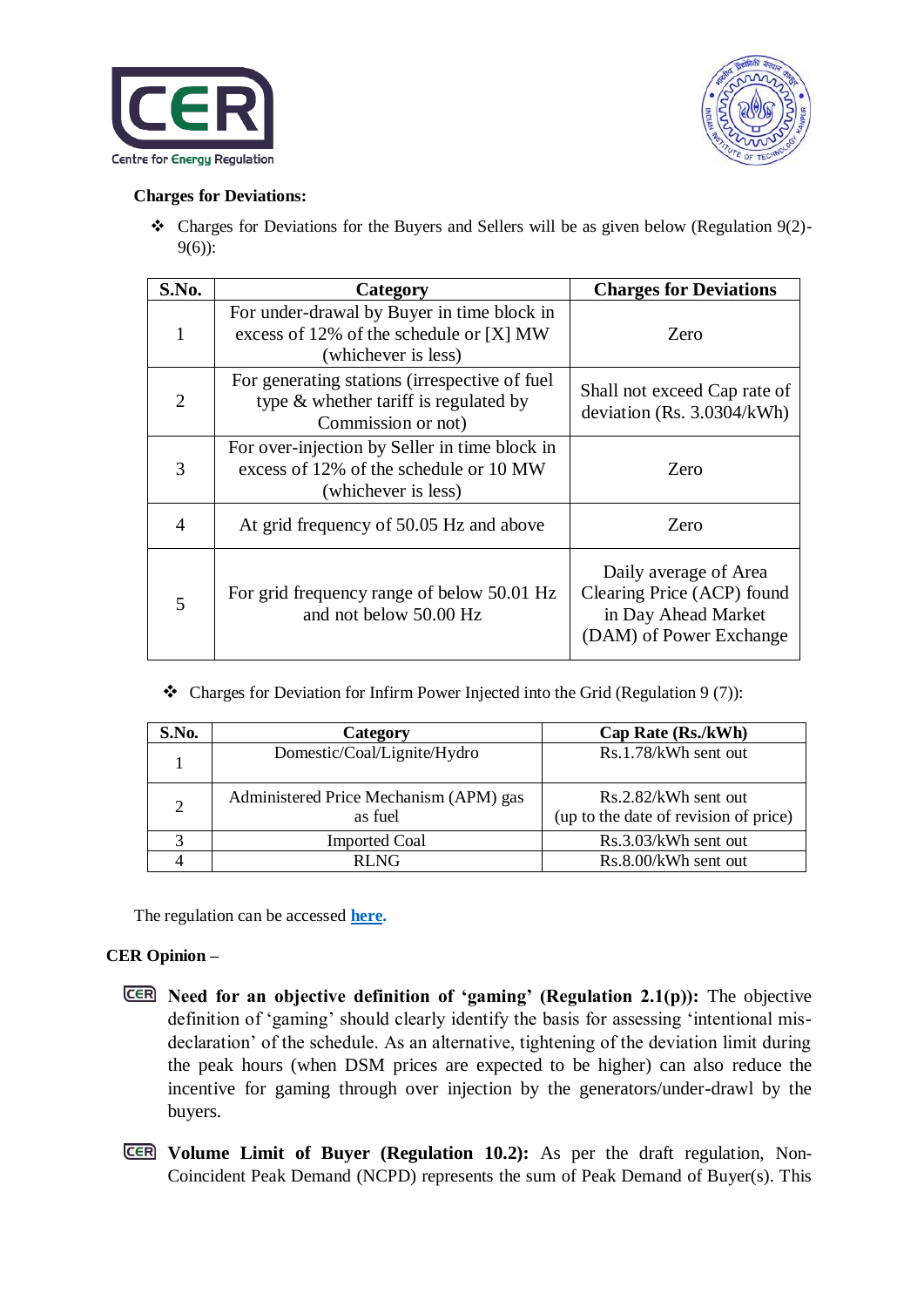**Charges for Deviations:**

- ❖ Charges for Deviations for the Buyers and Sellers will be as given below (Regulation 9(2)-9(6)):

| S.No. | Category | Charges for Deviations |
|---|---|---|
| 1 | For under-drawal by Buyer in time block in excess of 12% of the schedule or [X] MW (whichever is less) | Zero |
| 2 | For generating stations (irrespective of fuel type & whether tariff is regulated by Commission or not) | Shall not exceed Cap rate of deviation (Rs. 3.0304/kWh) |
| 3 | For over-injection by Seller in time block in excess of 12% of the schedule or 10 MW (whichever is less) | Zero |
| 4 | At grid frequency of 50.05 Hz and above | Zero |
| 5 | For grid frequency range of below 50.01 Hz and not below 50.00 Hz | Daily average of Area Clearing Price (ACP) found in Day Ahead Market (DAM) of Power Exchange |

- ❖ Charges for Deviation for Infirm Power Injected into the Grid (Regulation 9 (7)):

| S.No. | Category | Cap Rate (Rs./kWh) |
|---|---|---|
| 1 | Domestic/Coal/Lignite/Hydro | Rs.1.78/kWh sent out |
| 2 | Administered Price Mechanism (APM) gas as fuel | Rs.2.82/kWh sent out (up to the date of revision of price) |
| 3 | Imported Coal | Rs.3.03/kWh sent out |
| 4 | RLNG | Rs.8.00/kWh sent out |

The regulation can be accessed **here.**

**CER Opinion –**

- **Need for an objective definition of 'gaming' (Regulation 2.1(p)):** The objective definition of 'gaming' should clearly identify the basis for assessing 'intentional mis-declaration' of the schedule. As an alternative, tightening of the deviation limit during the peak hours (when DSM prices are expected to be higher) can also reduce the incentive for gaming through over injection by the generators/under-drawl by the buyers.

- **Volume Limit of Buyer (Regulation 10.2):** As per the draft regulation, Non-Coincident Peak Demand (NCPD) represents the sum of Peak Demand of Buyer(s). This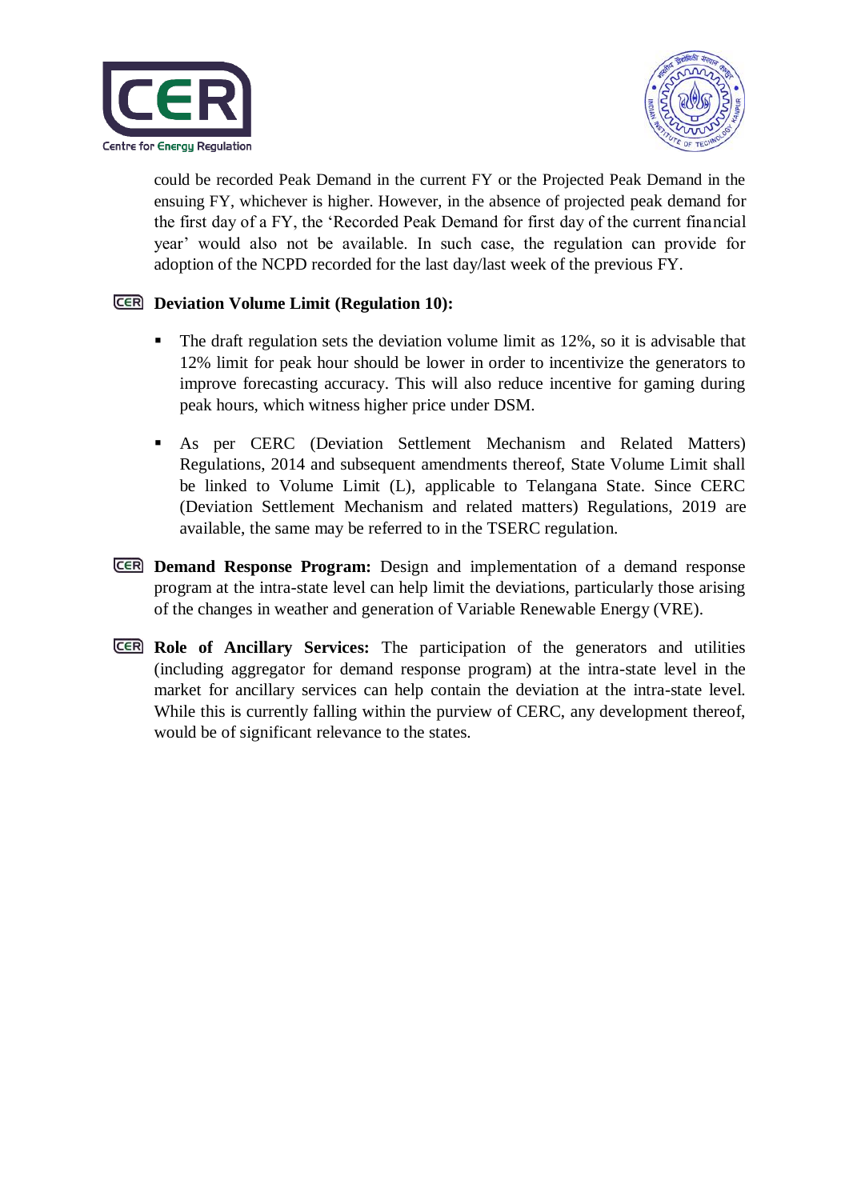could be recorded Peak Demand in the current FY or the Projected Peak Demand in the ensuing FY, whichever is higher. However, in the absence of projected peak demand for the first day of a FY, the 'Recorded Peak Demand for first day of the current financial year' would also not be available. In such case, the regulation can provide for adoption of the NCPD recorded for the last day/last week of the previous FY.

**Deviation Volume Limit (Regulation 10):**

- The draft regulation sets the deviation volume limit as 12%, so it is advisable that 12% limit for peak hour should be lower in order to incentivize the generators to improve forecasting accuracy. This will also reduce incentive for gaming during peak hours, which witness higher price under DSM.

- As per CERC (Deviation Settlement Mechanism and Related Matters) Regulations, 2014 and subsequent amendments thereof, State Volume Limit shall be linked to Volume Limit (L), applicable to Telangana State. Since CERC (Deviation Settlement Mechanism and related matters) Regulations, 2019 are available, the same may be referred to in the TSERC regulation.

**Demand Response Program:** Design and implementation of a demand response program at the intra-state level can help limit the deviations, particularly those arising of the changes in weather and generation of Variable Renewable Energy (VRE).

**Role of Ancillary Services:** The participation of the generators and utilities (including aggregator for demand response program) at the intra-state level in the market for ancillary services can help contain the deviation at the intra-state level. While this is currently falling within the purview of CERC, any development thereof, would be of significant relevance to the states.